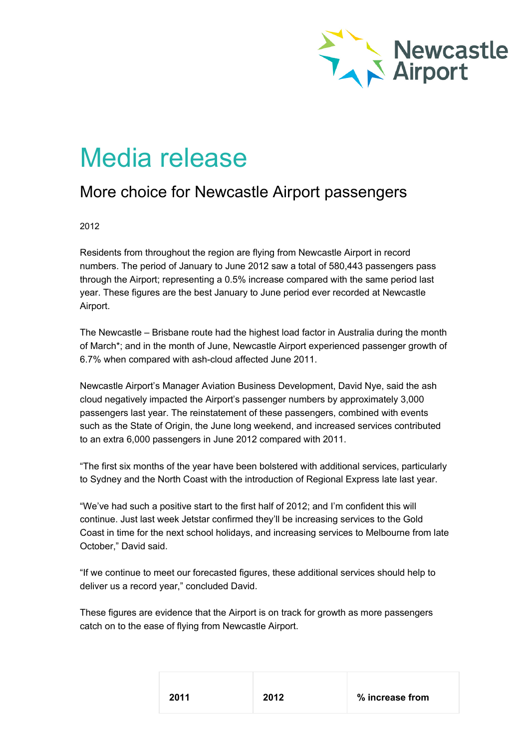# Media release

## More choice for Newcastle Airport passengers

2012

Residents from throughout the region are flying from Newcastle Airport in record numbers. The period of January to June 2012 saw a total of 580,443 passengers pass through the Airport; representing a 0.5% increase compared with the same period last year. These figures are the best January to June period ever recorded at Newcastle Airport.

The Newcastle – Brisbane route had the highest load factor in Australia during the month of March*; and in the month of June, Newcastle Airport experienced passenger growth of 6.7% when compared with ash-cloud affected June 2011.

Newcastle Airport's Manager Aviation Business Development, David Nye, said the ash cloud negatively impacted the Airport's passenger numbers by approximately 3,000 passengers last year. The reinstatement of these passengers, combined with events such as the State of Origin, the June long weekend, and increased services contributed to an extra 6,000 passengers in June 2012 compared with 2011.

"The first six months of the year have been bolstered with additional services, particularly to Sydney and the North Coast with the introduction of Regional Express late last year.

"We've had such a positive start to the first half of 2012; and I'm confident this will continue. Just last week Jetstar confirmed they'll be increasing services to the Gold Coast in time for the next school holidays, and increasing services to Melbourne from late October," David said.

"If we continue to meet our forecasted figures, these additional services should help to deliver us a record year," concluded David.

These figures are evidence that the Airport is on track for growth as more passengers catch on to the ease of flying from Newcastle Airport.

| 2011 | 2012 | % increase from |
|---|---|---|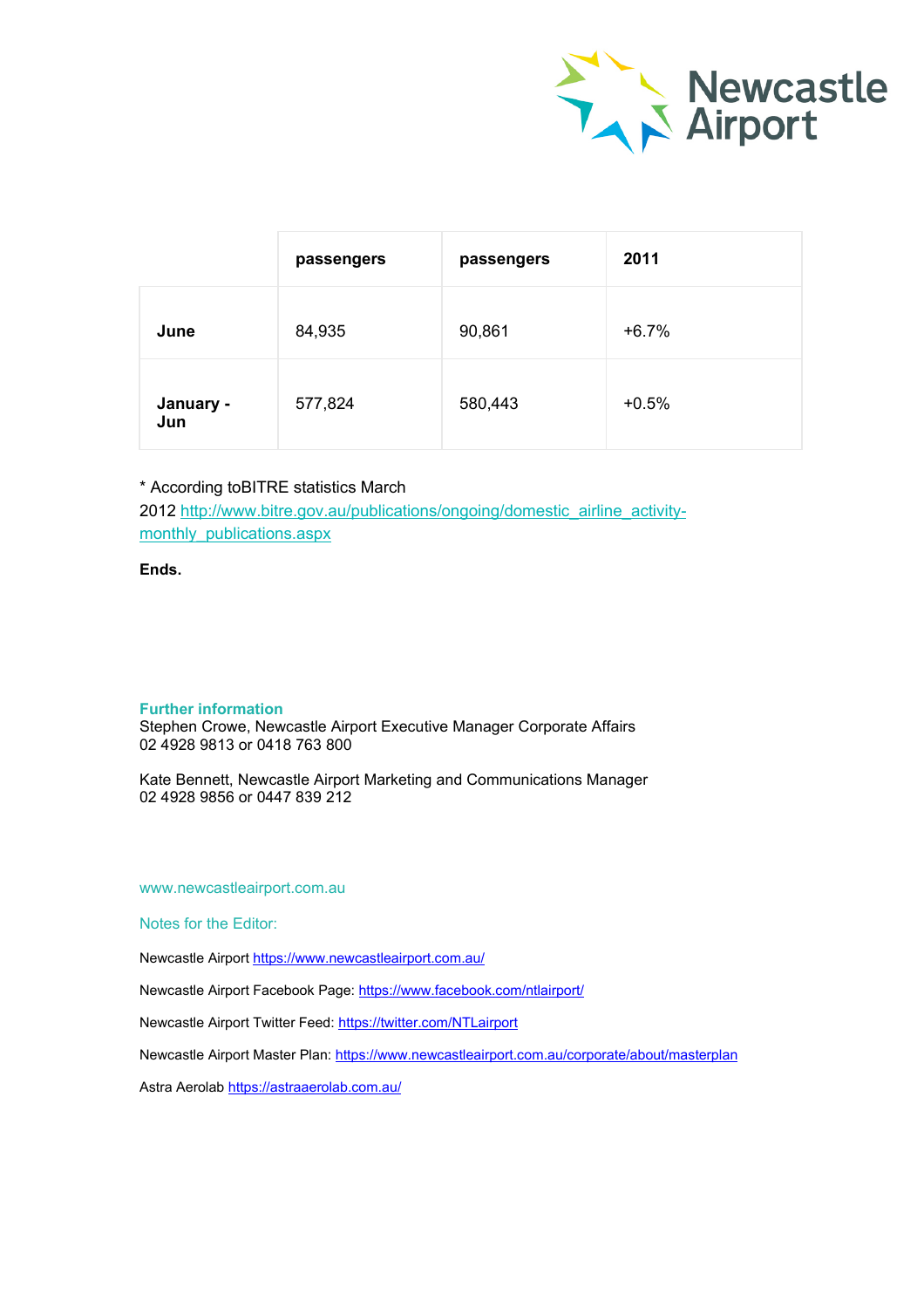| | passengers | passengers | 2011 |
|---|---|---|---|
| **June** | 84,935 | 90,861 | +6.7% |
| **January - Jun** | 577,824 | 580,443 | +0.5% |

* According toBITRE statistics March 2012 http://www.bitre.gov.au/publications/ongoing/domestic_airline_activity-monthly_publications.aspx

**Ends.**

**Further information**
Stephen Crowe, Newcastle Airport Executive Manager Corporate Affairs
02 4928 9813 or 0418 763 800

Kate Bennett, Newcastle Airport Marketing and Communications Manager
02 4928 9856 or 0447 839 212

www.newcastleairport.com.au

Notes for the Editor:

Newcastle Airport https://www.newcastleairport.com.au/

Newcastle Airport Facebook Page: https://www.facebook.com/ntlairport/

Newcastle Airport Twitter Feed: https://twitter.com/NTLairport

Newcastle Airport Master Plan: https://www.newcastleairport.com.au/corporate/about/masterplan

Astra Aerolab https://astraaerolab.com.au/